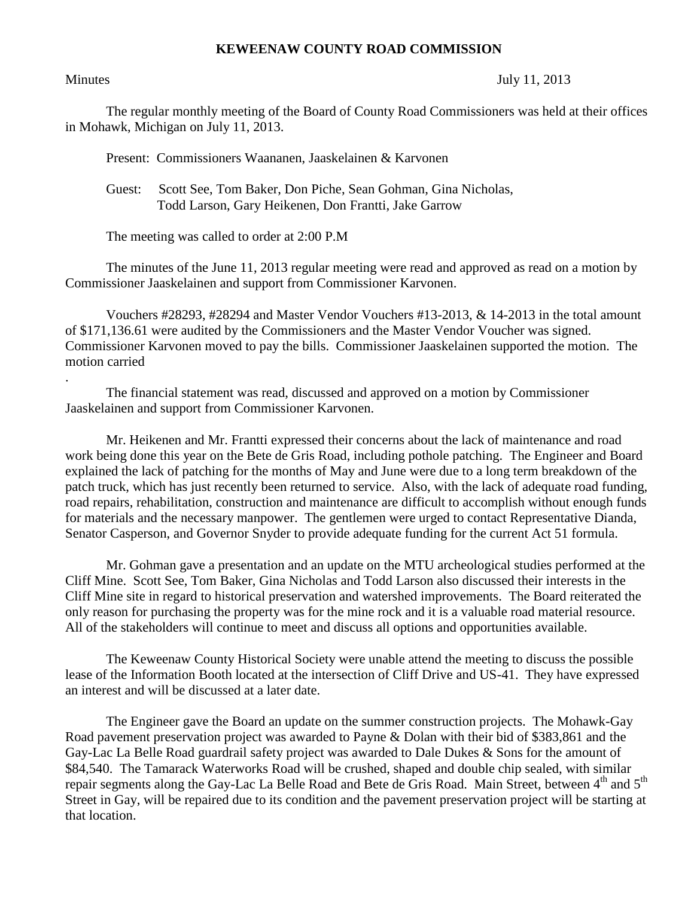**KEWEENAW COUNTY ROAD COMMISSION**

Minutes July 11, 2013

The regular monthly meeting of the Board of County Road Commissioners was held at their offices in Mohawk, Michigan on July 11, 2013.

Present: Commissioners Waananen, Jaaskelainen & Karvonen

Guest: Scott See, Tom Baker, Don Piche, Sean Gohman, Gina Nicholas, Todd Larson, Gary Heikenen, Don Frantti, Jake Garrow

The meeting was called to order at 2:00 P.M

The minutes of the June 11, 2013 regular meeting were read and approved as read on a motion by Commissioner Jaaskelainen and support from Commissioner Karvonen.

Vouchers #28293, #28294 and Master Vendor Vouchers #13-2013, & 14-2013 in the total amount of $171,136.61 were audited by the Commissioners and the Master Vendor Voucher was signed. Commissioner Karvonen moved to pay the bills. Commissioner Jaaskelainen supported the motion. The motion carried

.

The financial statement was read, discussed and approved on a motion by Commissioner Jaaskelainen and support from Commissioner Karvonen.

Mr. Heikenen and Mr. Frantti expressed their concerns about the lack of maintenance and road work being done this year on the Bete de Gris Road, including pothole patching. The Engineer and Board explained the lack of patching for the months of May and June were due to a long term breakdown of the patch truck, which has just recently been returned to service. Also, with the lack of adequate road funding, road repairs, rehabilitation, construction and maintenance are difficult to accomplish without enough funds for materials and the necessary manpower. The gentlemen were urged to contact Representative Dianda, Senator Casperson, and Governor Snyder to provide adequate funding for the current Act 51 formula.

Mr. Gohman gave a presentation and an update on the MTU archeological studies performed at the Cliff Mine. Scott See, Tom Baker, Gina Nicholas and Todd Larson also discussed their interests in the Cliff Mine site in regard to historical preservation and watershed improvements. The Board reiterated the only reason for purchasing the property was for the mine rock and it is a valuable road material resource. All of the stakeholders will continue to meet and discuss all options and opportunities available.

The Keweenaw County Historical Society were unable attend the meeting to discuss the possible lease of the Information Booth located at the intersection of Cliff Drive and US-41. They have expressed an interest and will be discussed at a later date.

The Engineer gave the Board an update on the summer construction projects. The Mohawk-Gay Road pavement preservation project was awarded to Payne & Dolan with their bid of $383,861 and the Gay-Lac La Belle Road guardrail safety project was awarded to Dale Dukes & Sons for the amount of $84,540. The Tamarack Waterworks Road will be crushed, shaped and double chip sealed, with similar repair segments along the Gay-Lac La Belle Road and Bete de Gris Road. Main Street, between 4th and 5th Street in Gay, will be repaired due to its condition and the pavement preservation project will be starting at that location.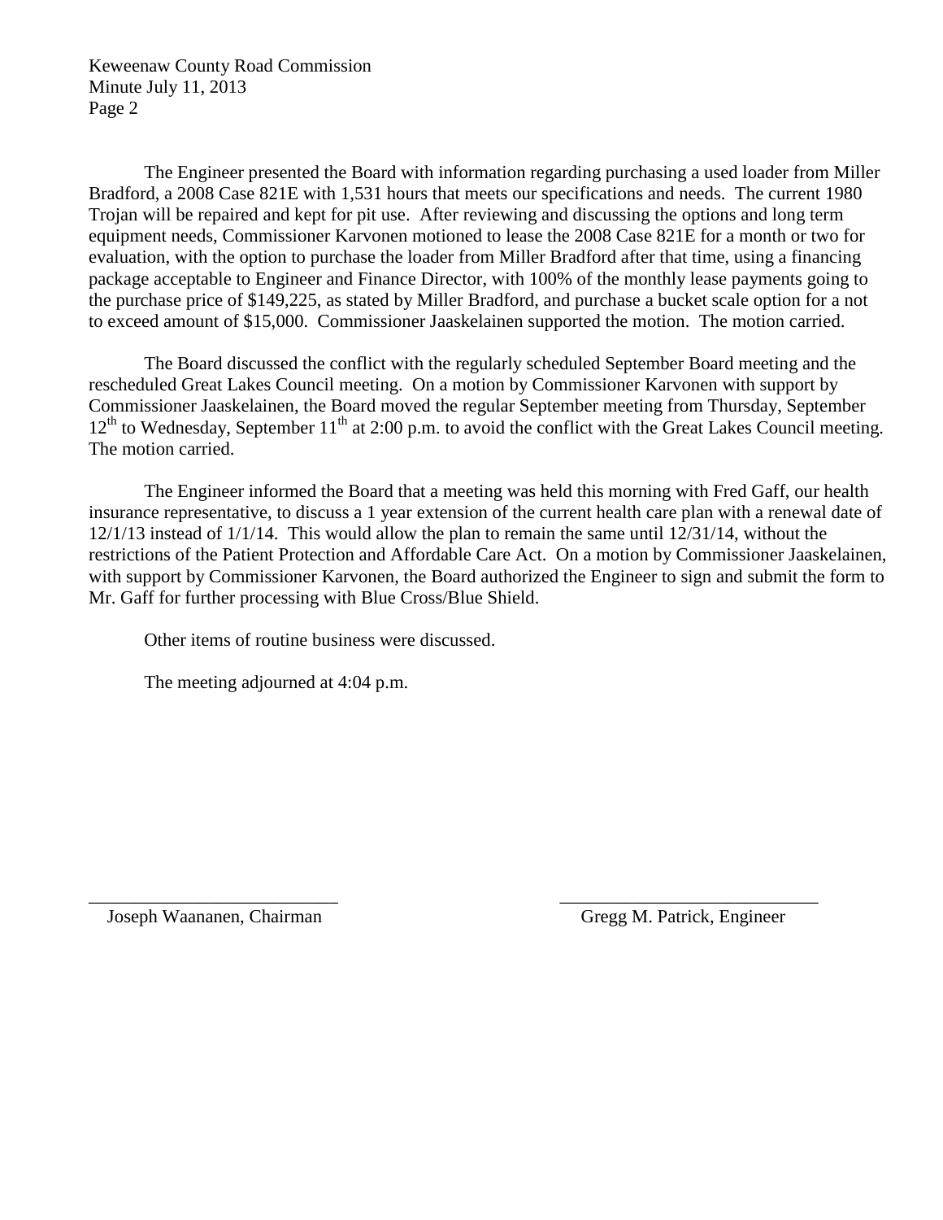The Engineer presented the Board with information regarding purchasing a used loader from Miller Bradford, a 2008 Case 821E with 1,531 hours that meets our specifications and needs. The current 1980 Trojan will be repaired and kept for pit use. After reviewing and discussing the options and long term equipment needs, Commissioner Karvonen motioned to lease the 2008 Case 821E for a month or two for evaluation, with the option to purchase the loader from Miller Bradford after that time, using a financing package acceptable to Engineer and Finance Director, with 100% of the monthly lease payments going to the purchase price of $149,225, as stated by Miller Bradford, and purchase a bucket scale option for a not to exceed amount of $15,000. Commissioner Jaaskelainen supported the motion. The motion carried.

The Board discussed the conflict with the regularly scheduled September Board meeting and the rescheduled Great Lakes Council meeting. On a motion by Commissioner Karvonen with support by Commissioner Jaaskelainen, the Board moved the regular September meeting from Thursday, September 12th to Wednesday, September 11th at 2:00 p.m. to avoid the conflict with the Great Lakes Council meeting. The motion carried.

The Engineer informed the Board that a meeting was held this morning with Fred Gaff, our health insurance representative, to discuss a 1 year extension of the current health care plan with a renewal date of 12/1/13 instead of 1/1/14. This would allow the plan to remain the same until 12/31/14, without the restrictions of the Patient Protection and Affordable Care Act. On a motion by Commissioner Jaaskelainen, with support by Commissioner Karvonen, the Board authorized the Engineer to sign and submit the form to Mr. Gaff for further processing with Blue Cross/Blue Shield.

Other items of routine business were discussed.

The meeting adjourned at 4:04 p.m.

\_\_\_\_\_\_\_\_\_\_\_\_\_\_\_\_\_\_\_\_\_\_\_\_\_\_\_
Joseph Waananen, Chairman

\_\_\_\_\_\_\_\_\_\_\_\_\_\_\_\_\_\_\_\_\_\_\_\_\_\_\_
Gregg M. Patrick, Engineer